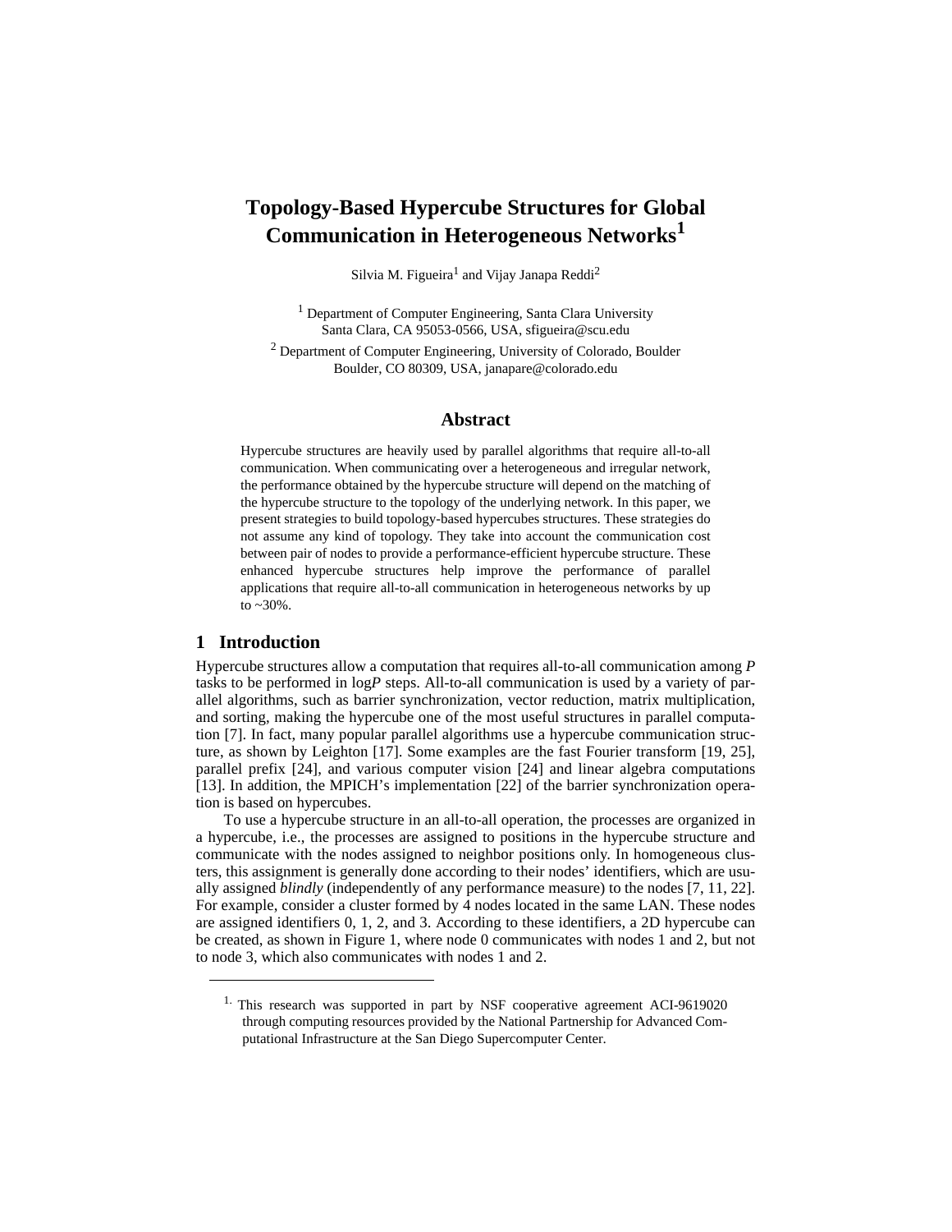# Topology-Based Hypercube Structures for Global Communication in Heterogeneous Networks[1]

Silvia M. Figueira[1] and Vijay Janapa Reddi[2]

[1] Department of Computer Engineering, Santa Clara University
Santa Clara, CA 95053-0566, USA, sfigueira@scu.edu

[2] Department of Computer Engineering, University of Colorado, Boulder
Boulder, CO 80309, USA, janapare@colorado.edu

## Abstract

Hypercube structures are heavily used by parallel algorithms that require all-to-all communication. When communicating over a heterogeneous and irregular network, the performance obtained by the hypercube structure will depend on the matching of the hypercube structure to the topology of the underlying network. In this paper, we present strategies to build topology-based hypercubes structures. These strategies do not assume any kind of topology. They take into account the communication cost between pair of nodes to provide a performance-efficient hypercube structure. These enhanced hypercube structures help improve the performance of parallel applications that require all-to-all communication in heterogeneous networks by up to ~30%.

## 1 Introduction

Hypercube structures allow a computation that requires all-to-all communication among *P* tasks to be performed in log*P* steps. All-to-all communication is used by a variety of parallel algorithms, such as barrier synchronization, vector reduction, matrix multiplication, and sorting, making the hypercube one of the most useful structures in parallel computation [7]. In fact, many popular parallel algorithms use a hypercube communication structure, as shown by Leighton [17]. Some examples are the fast Fourier transform [19, 25], parallel prefix [24], and various computer vision [24] and linear algebra computations [13]. In addition, the MPICH's implementation [22] of the barrier synchronization operation is based on hypercubes.

To use a hypercube structure in an all-to-all operation, the processes are organized in a hypercube, i.e., the processes are assigned to positions in the hypercube structure and communicate with the nodes assigned to neighbor positions only. In homogeneous clusters, this assignment is generally done according to their nodes' identifiers, which are usually assigned *blindly* (independently of any performance measure) to the nodes [7, 11, 22]. For example, consider a cluster formed by 4 nodes located in the same LAN. These nodes are assigned identifiers 0, 1, 2, and 3. According to these identifiers, a 2D hypercube can be created, as shown in Figure 1, where node 0 communicates with nodes 1 and 2, but not to node 3, which also communicates with nodes 1 and 2.

---

[1] This research was supported in part by NSF cooperative agreement ACI-9619020 through computing resources provided by the National Partnership for Advanced Computational Infrastructure at the San Diego Supercomputer Center.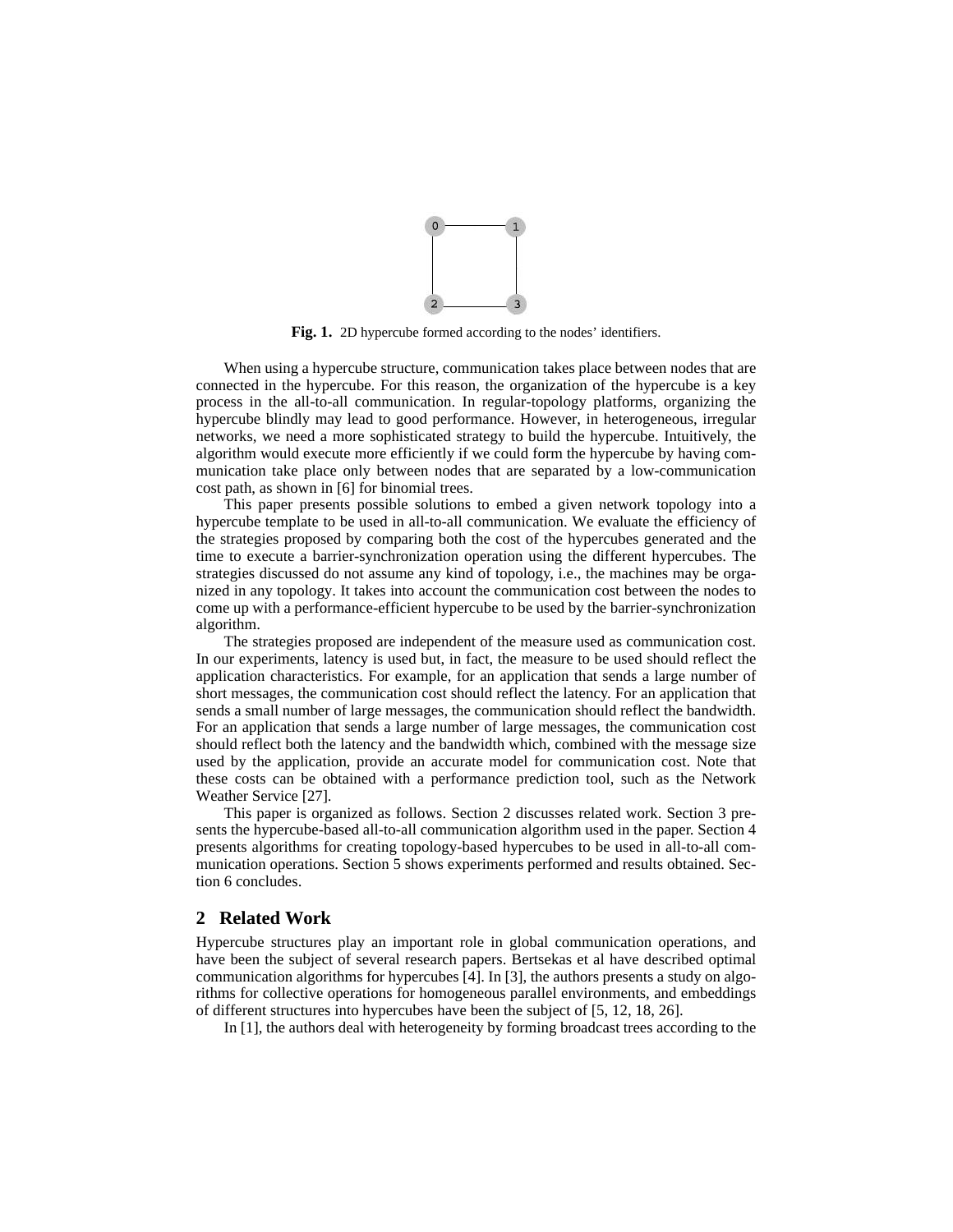0 1

2 3

**Fig. 1.** 2D hypercube formed according to the nodes' identifiers.

When using a hypercube structure, communication takes place between nodes that are connected in the hypercube. For this reason, the organization of the hypercube is a key process in the all-to-all communication. In regular-topology platforms, organizing the hypercube blindly may lead to good performance. However, in heterogeneous, irregular networks, we need a more sophisticated strategy to build the hypercube. Intuitively, the algorithm would execute more efficiently if we could form the hypercube by having communication take place only between nodes that are separated by a low-communication cost path, as shown in [6] for binomial trees.

This paper presents possible solutions to embed a given network topology into a hypercube template to be used in all-to-all communication. We evaluate the efficiency of the strategies proposed by comparing both the cost of the hypercubes generated and the time to execute a barrier-synchronization operation using the different hypercubes. The strategies discussed do not assume any kind of topology, i.e., the machines may be organized in any topology. It takes into account the communication cost between the nodes to come up with a performance-efficient hypercube to be used by the barrier-synchronization algorithm.

The strategies proposed are independent of the measure used as communication cost. In our experiments, latency is used but, in fact, the measure to be used should reflect the application characteristics. For example, for an application that sends a large number of short messages, the communication cost should reflect the latency. For an application that sends a small number of large messages, the communication should reflect the bandwidth. For an application that sends a large number of large messages, the communication cost should reflect both the latency and the bandwidth which, combined with the message size used by the application, provide an accurate model for communication cost. Note that these costs can be obtained with a performance prediction tool, such as the Network Weather Service [27].

This paper is organized as follows. Section 2 discusses related work. Section 3 presents the hypercube-based all-to-all communication algorithm used in the paper. Section 4 presents algorithms for creating topology-based hypercubes to be used in all-to-all communication operations. Section 5 shows experiments performed and results obtained. Section 6 concludes.

## 2 Related Work

Hypercube structures play an important role in global communication operations, and have been the subject of several research papers. Bertsekas et al have described optimal communication algorithms for hypercubes [4]. In [3], the authors presents a study on algorithms for collective operations for homogeneous parallel environments, and embeddings of different structures into hypercubes have been the subject of [5, 12, 18, 26].

In [1], the authors deal with heterogeneity by forming broadcast trees according to the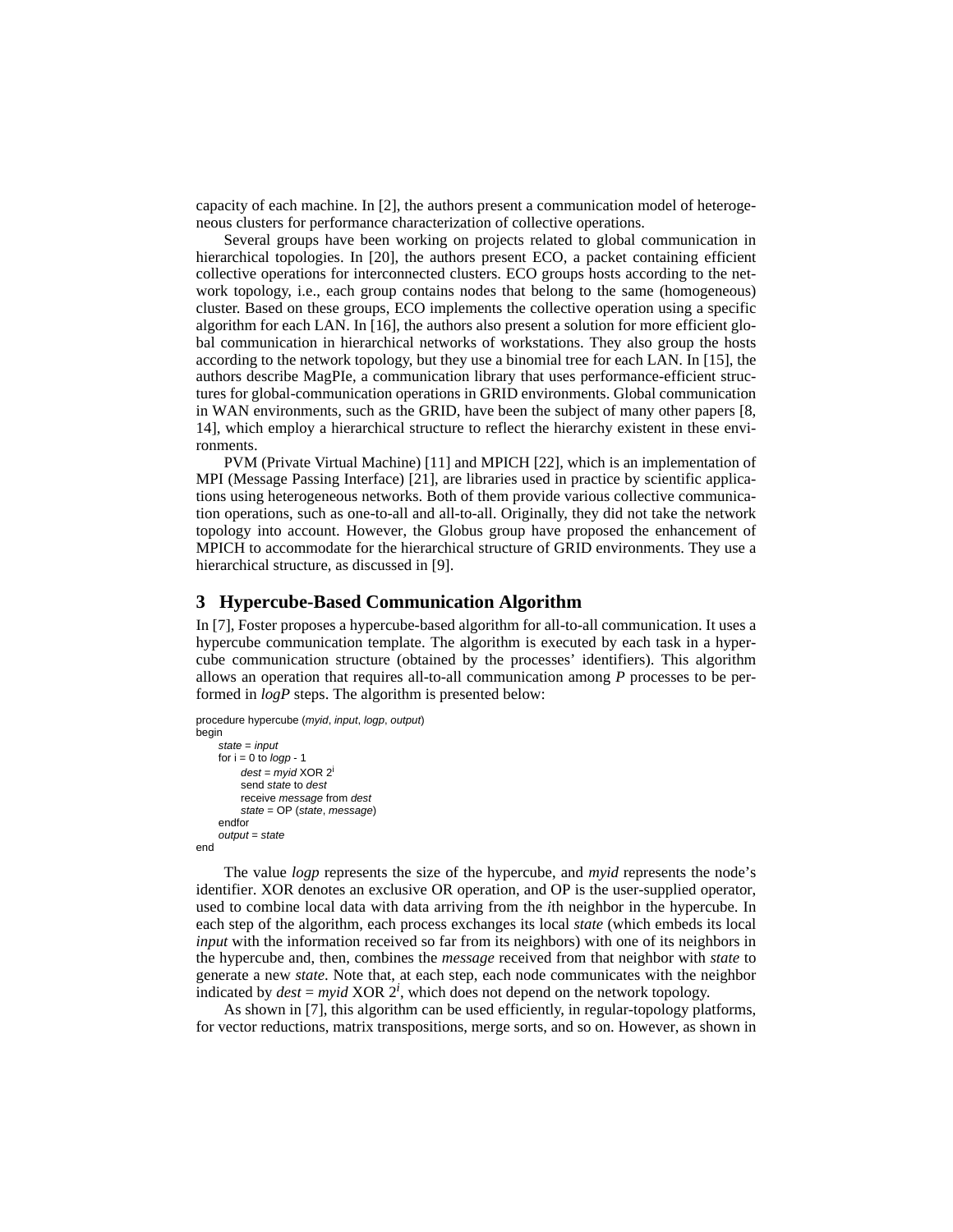capacity of each machine. In [2], the authors present a communication model of heterogeneous clusters for performance characterization of collective operations.

Several groups have been working on projects related to global communication in hierarchical topologies. In [20], the authors present ECO, a packet containing efficient collective operations for interconnected clusters. ECO groups hosts according to the network topology, i.e., each group contains nodes that belong to the same (homogeneous) cluster. Based on these groups, ECO implements the collective operation using a specific algorithm for each LAN. In [16], the authors also present a solution for more efficient global communication in hierarchical networks of workstations. They also group the hosts according to the network topology, but they use a binomial tree for each LAN. In [15], the authors describe MagPIe, a communication library that uses performance-efficient structures for global-communication operations in GRID environments. Global communication in WAN environments, such as the GRID, have been the subject of many other papers [8, 14], which employ a hierarchical structure to reflect the hierarchy existent in these environments.

PVM (Private Virtual Machine) [11] and MPICH [22], which is an implementation of MPI (Message Passing Interface) [21], are libraries used in practice by scientific applications using heterogeneous networks. Both of them provide various collective communication operations, such as one-to-all and all-to-all. Originally, they did not take the network topology into account. However, the Globus group have proposed the enhancement of MPICH to accommodate for the hierarchical structure of GRID environments. They use a hierarchical structure, as discussed in [9].

## 3 Hypercube-Based Communication Algorithm

In [7], Foster proposes a hypercube-based algorithm for all-to-all communication. It uses a hypercube communication template. The algorithm is executed by each task in a hypercube communication structure (obtained by the processes' identifiers). This algorithm allows an operation that requires all-to-all communication among *P* processes to be performed in *logP* steps. The algorithm is presented below:

```
procedure hypercube (myid, input, logp, output)
begin
    state = input
    for i = 0 to logp - 1
        dest = myid XOR 2^i
        send state to dest
        receive message from dest
        state = OP (state, message)
    endfor
    output = state
end
```

The value *logp* represents the size of the hypercube, and *myid* represents the node's identifier. XOR denotes an exclusive OR operation, and OP is the user-supplied operator, used to combine local data with data arriving from the *i*th neighbor in the hypercube. In each step of the algorithm, each process exchanges its local *state* (which embeds its local *input* with the information received so far from its neighbors) with one of its neighbors in the hypercube and, then, combines the *message* received from that neighbor with *state* to generate a new *state*. Note that, at each step, each node communicates with the neighbor indicated by *dest* = *myid* XOR $2^i$, which does not depend on the network topology.

As shown in [7], this algorithm can be used efficiently, in regular-topology platforms, for vector reductions, matrix transpositions, merge sorts, and so on. However, as shown in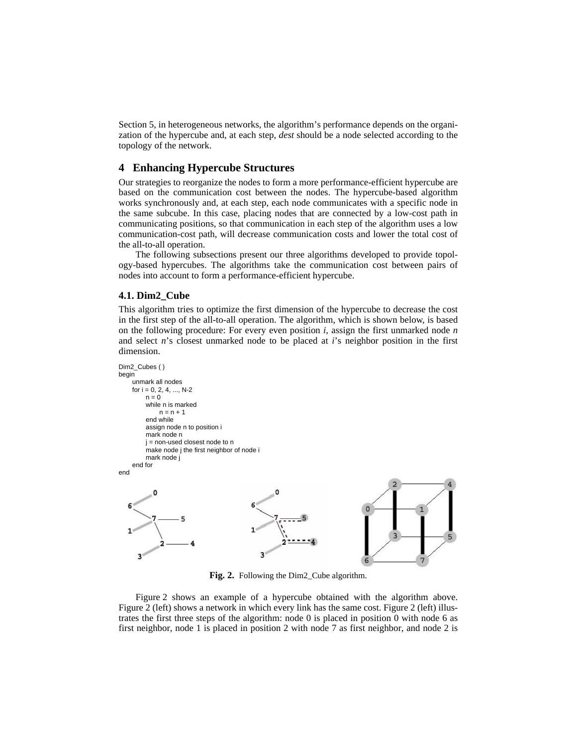Section 5, in heterogeneous networks, the algorithm's performance depends on the organization of the hypercube and, at each step, *dest* should be a node selected according to the topology of the network.

## 4 Enhancing Hypercube Structures

Our strategies to reorganize the nodes to form a more performance-efficient hypercube are based on the communication cost between the nodes. The hypercube-based algorithm works synchronously and, at each step, each node communicates with a specific node in the same subcube. In this case, placing nodes that are connected by a low-cost path in communicating positions, so that communication in each step of the algorithm uses a low communication-cost path, will decrease communication costs and lower the total cost of the all-to-all operation.

The following subsections present our three algorithms developed to provide topology-based hypercubes. The algorithms take the communication cost between pairs of nodes into account to form a performance-efficient hypercube.

### 4.1. Dim2_Cube

This algorithm tries to optimize the first dimension of the hypercube to decrease the cost in the first step of the all-to-all operation. The algorithm, which is shown below, is based on the following procedure: For every even position *i*, assign the first unmarked node *n* and select *n*'s closest unmarked node to be placed at *i*'s neighbor position in the first dimension.

```
Dim2_Cubes ( )
begin
    unmark all nodes
    for i = 0, 2, 4, ..., N-2
        n = 0
        while n is marked
            n = n + 1
        end while
        assign node n to position i
        mark node n
        j = non-used closest node to n
        make node j the first neighbor of node i
        mark node j
    end for
end
```

**Fig. 2.** Following the Dim2_Cube algorithm.

Figure 2 shows an example of a hypercube obtained with the algorithm above. Figure 2 (left) shows a network in which every link has the same cost. Figure 2 (left) illustrates the first three steps of the algorithm: node 0 is placed in position 0 with node 6 as first neighbor, node 1 is placed in position 2 with node 7 as first neighbor, and node 2 is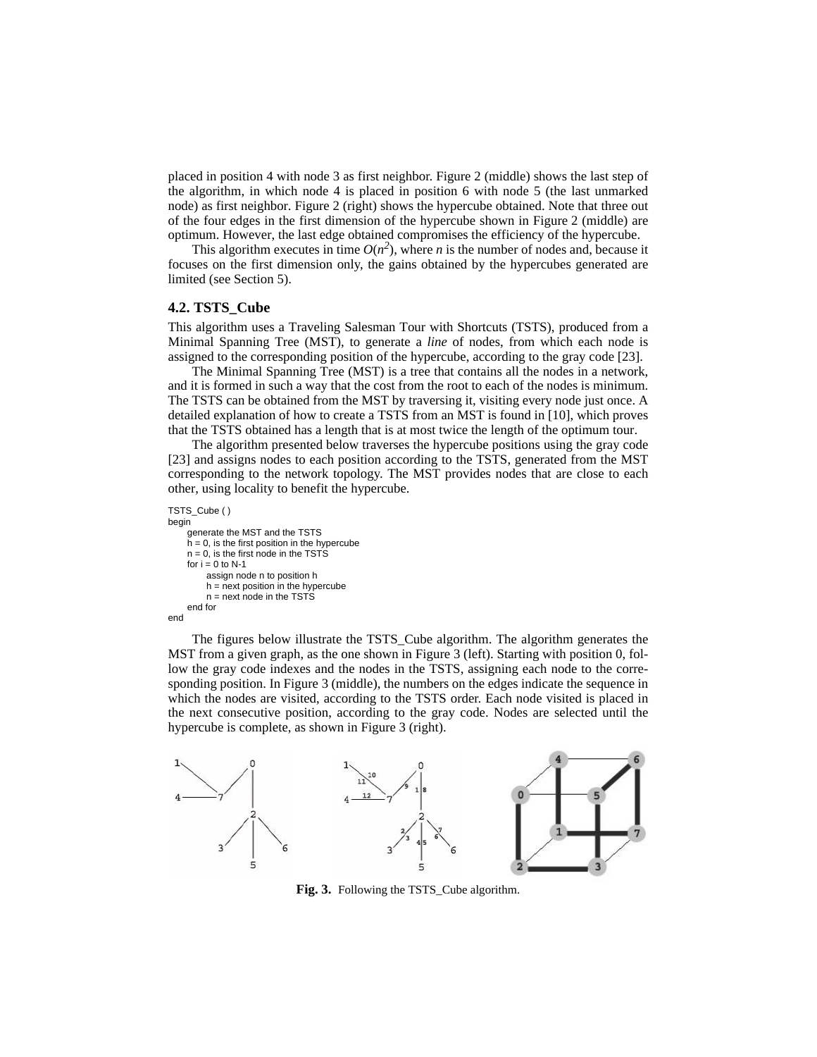placed in position 4 with node 3 as first neighbor. Figure 2 (middle) shows the last step of the algorithm, in which node 4 is placed in position 6 with node 5 (the last unmarked node) as first neighbor. Figure 2 (right) shows the hypercube obtained. Note that three out of the four edges in the first dimension of the hypercube shown in Figure 2 (middle) are optimum. However, the last edge obtained compromises the efficiency of the hypercube.

This algorithm executes in time $O(n^2)$, where $n$ is the number of nodes and, because it focuses on the first dimension only, the gains obtained by the hypercubes generated are limited (see Section 5).

### 4.2. TSTS_Cube

This algorithm uses a Traveling Salesman Tour with Shortcuts (TSTS), produced from a Minimal Spanning Tree (MST), to generate a *line* of nodes, from which each node is assigned to the corresponding position of the hypercube, according to the gray code [23].

The Minimal Spanning Tree (MST) is a tree that contains all the nodes in a network, and it is formed in such a way that the cost from the root to each of the nodes is minimum. The TSTS can be obtained from the MST by traversing it, visiting every node just once. A detailed explanation of how to create a TSTS from an MST is found in [10], which proves that the TSTS obtained has a length that is at most twice the length of the optimum tour.

The algorithm presented below traverses the hypercube positions using the gray code [23] and assigns nodes to each position according to the TSTS, generated from the MST corresponding to the network topology. The MST provides nodes that are close to each other, using locality to benefit the hypercube.

```
TSTS_Cube ( )
begin
    generate the MST and the TSTS
    h = 0, is the first position in the hypercube
    n = 0, is the first node in the TSTS
    for i = 0 to N-1
        assign node n to position h
        h = next position in the hypercube
        n = next node in the TSTS
    end for
end
```

The figures below illustrate the TSTS_Cube algorithm. The algorithm generates the MST from a given graph, as the one shown in Figure 3 (left). Starting with position 0, follow the gray code indexes and the nodes in the TSTS, assigning each node to the corresponding position. In Figure 3 (middle), the numbers on the edges indicate the sequence in which the nodes are visited, according to the TSTS order. Each node visited is placed in the next consecutive position, according to the gray code. Nodes are selected until the hypercube is complete, as shown in Figure 3 (right).

**Fig. 3.** Following the TSTS_Cube algorithm.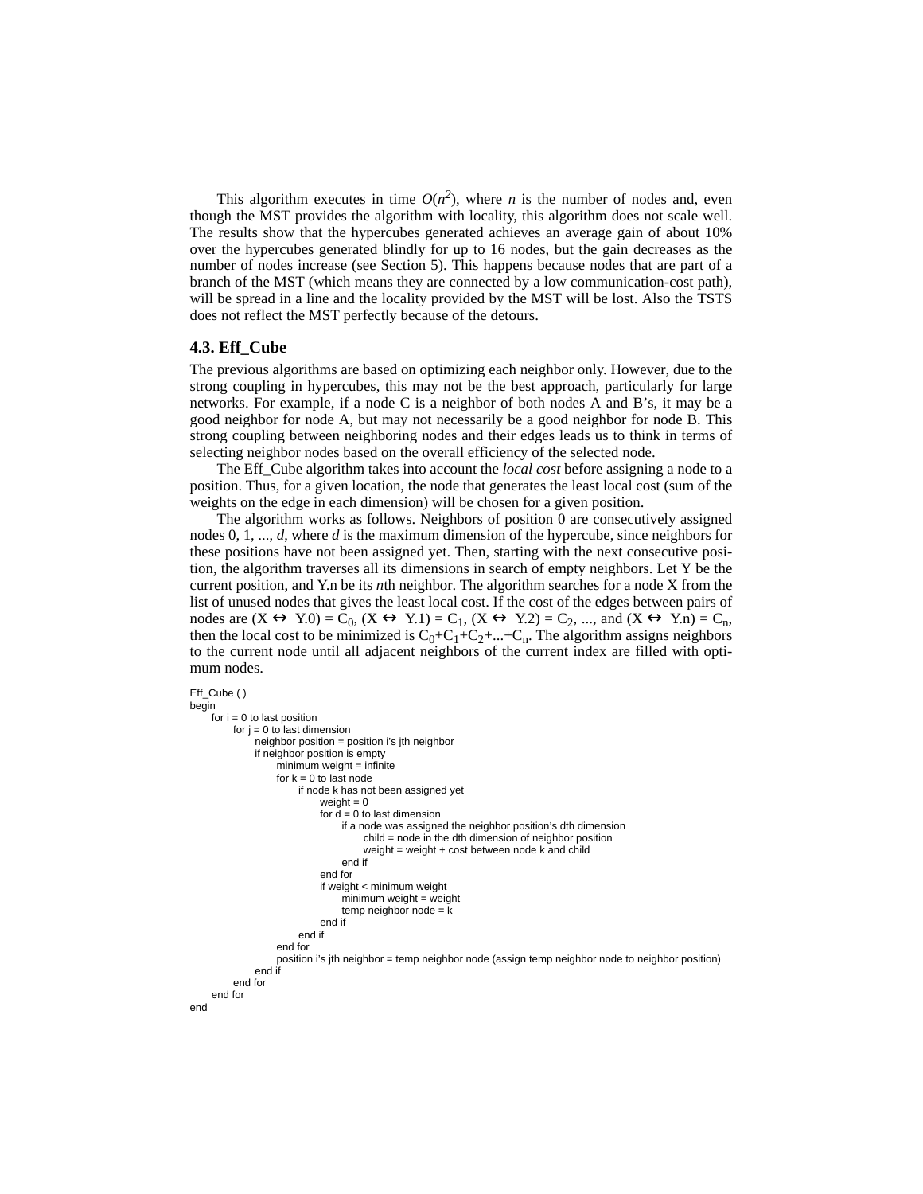This algorithm executes in time $O(n^2)$, where $n$ is the number of nodes and, even though the MST provides the algorithm with locality, this algorithm does not scale well. The results show that the hypercubes generated achieves an average gain of about 10% over the hypercubes generated blindly for up to 16 nodes, but the gain decreases as the number of nodes increase (see Section 5). This happens because nodes that are part of a branch of the MST (which means they are connected by a low communication-cost path), will be spread in a line and the locality provided by the MST will be lost. Also the TSTS does not reflect the MST perfectly because of the detours.

### 4.3. Eff_Cube

The previous algorithms are based on optimizing each neighbor only. However, due to the strong coupling in hypercubes, this may not be the best approach, particularly for large networks. For example, if a node C is a neighbor of both nodes A and B's, it may be a good neighbor for node A, but may not necessarily be a good neighbor for node B. This strong coupling between neighboring nodes and their edges leads us to think in terms of selecting neighbor nodes based on the overall efficiency of the selected node.

The Eff_Cube algorithm takes into account the *local cost* before assigning a node to a position. Thus, for a given location, the node that generates the least local cost (sum of the weights on the edge in each dimension) will be chosen for a given position.

The algorithm works as follows. Neighbors of position 0 are consecutively assigned nodes 0, 1, ..., $d$, where $d$ is the maximum dimension of the hypercube, since neighbors for these positions have not been assigned yet. Then, starting with the next consecutive position, the algorithm traverses all its dimensions in search of empty neighbors. Let Y be the current position, and Y.n be its $n$th neighbor. The algorithm searches for a node X from the list of unused nodes that gives the least local cost. If the cost of the edges between pairs of nodes are $(X \leftrightarrow Y.0) = C_0$, $(X \leftrightarrow Y.1) = C_1$, $(X \leftrightarrow Y.2) = C_2$, ..., and $(X \leftrightarrow Y.n) = C_n$, then the local cost to be minimized is $C_0+C_1+C_2+...+C_n$. The algorithm assigns neighbors to the current node until all adjacent neighbors of the current index are filled with optimum nodes.

```
Eff_Cube ( )
begin
    for i = 0 to last position
        for j = 0 to last dimension
            neighbor position = position i's jth neighbor
            if neighbor position is empty
                minimum weight = infinite
                for k = 0 to last node
                    if node k has not been assigned yet
                        weight = 0
                        for d = 0 to last dimension
                            if a node was assigned the neighbor position's dth dimension
                                child = node in the dth dimension of neighbor position
                                weight = weight + cost between node k and child
                            end if
                        end for
                        if weight < minimum weight
                            minimum weight = weight
                            temp neighbor node = k
                        end if
                    end if
                end for
                position i's jth neighbor = temp neighbor node (assign temp neighbor node to neighbor position)
            end if
        end for
    end for
end
```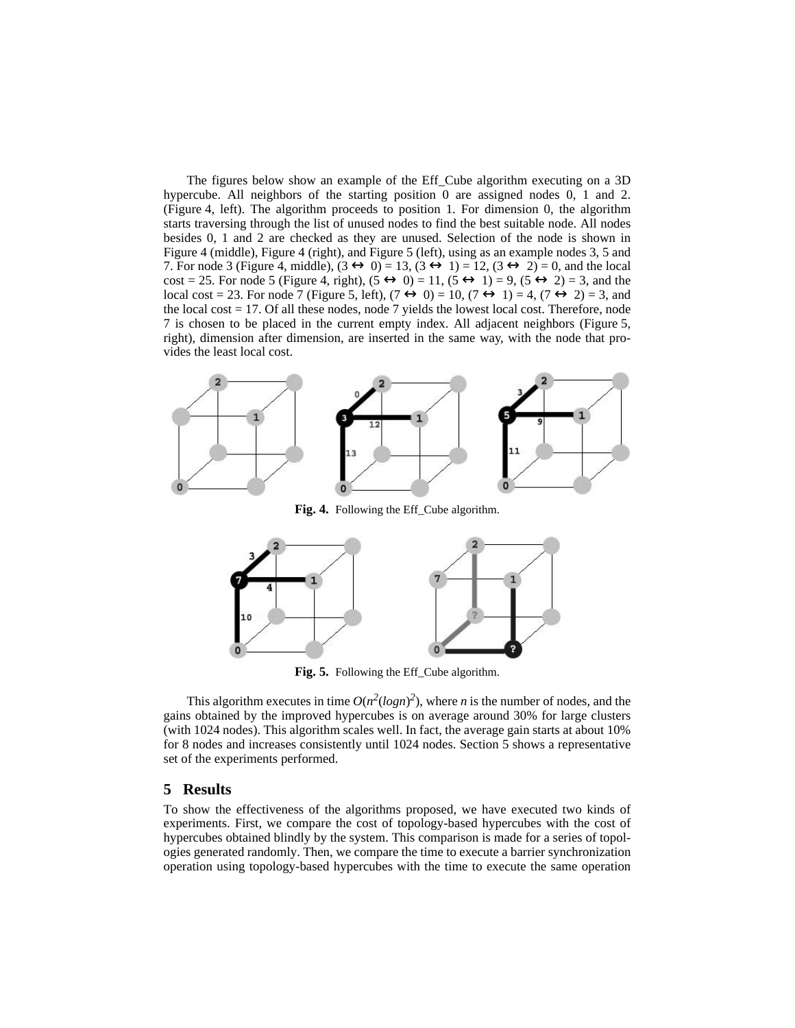The figures below show an example of the Eff_Cube algorithm executing on a 3D hypercube. All neighbors of the starting position 0 are assigned nodes 0, 1 and 2. (Figure 4, left). The algorithm proceeds to position 1. For dimension 0, the algorithm starts traversing through the list of unused nodes to find the best suitable node. All nodes besides 0, 1 and 2 are checked as they are unused. Selection of the node is shown in Figure 4 (middle), Figure 4 (right), and Figure 5 (left), using as an example nodes 3, 5 and 7. For node 3 (Figure 4, middle), (3 ↔ 0) = 13, (3 ↔ 1) = 12, (3 ↔ 2) = 0, and the local cost = 25. For node 5 (Figure 4, right), (5 ↔ 0) = 11, (5 ↔ 1) = 9, (5 ↔ 2) = 3, and the local cost = 23. For node 7 (Figure 5, left), (7 ↔ 0) = 10, (7 ↔ 1) = 4, (7 ↔ 2) = 3, and the local cost = 17. Of all these nodes, node 7 yields the lowest local cost. Therefore, node 7 is chosen to be placed in the current empty index. All adjacent neighbors (Figure 5, right), dimension after dimension, are inserted in the same way, with the node that provides the least local cost.

**Fig. 4.** Following the Eff_Cube algorithm.

**Fig. 5.** Following the Eff_Cube algorithm.

This algorithm executes in time $O(n^2(logn)^2)$, where $n$ is the number of nodes, and the gains obtained by the improved hypercubes is on average around 30% for large clusters (with 1024 nodes). This algorithm scales well. In fact, the average gain starts at about 10% for 8 nodes and increases consistently until 1024 nodes. Section 5 shows a representative set of the experiments performed.

## 5 Results

To show the effectiveness of the algorithms proposed, we have executed two kinds of experiments. First, we compare the cost of topology-based hypercubes with the cost of hypercubes obtained blindly by the system. This comparison is made for a series of topologies generated randomly. Then, we compare the time to execute a barrier synchronization operation using topology-based hypercubes with the time to execute the same operation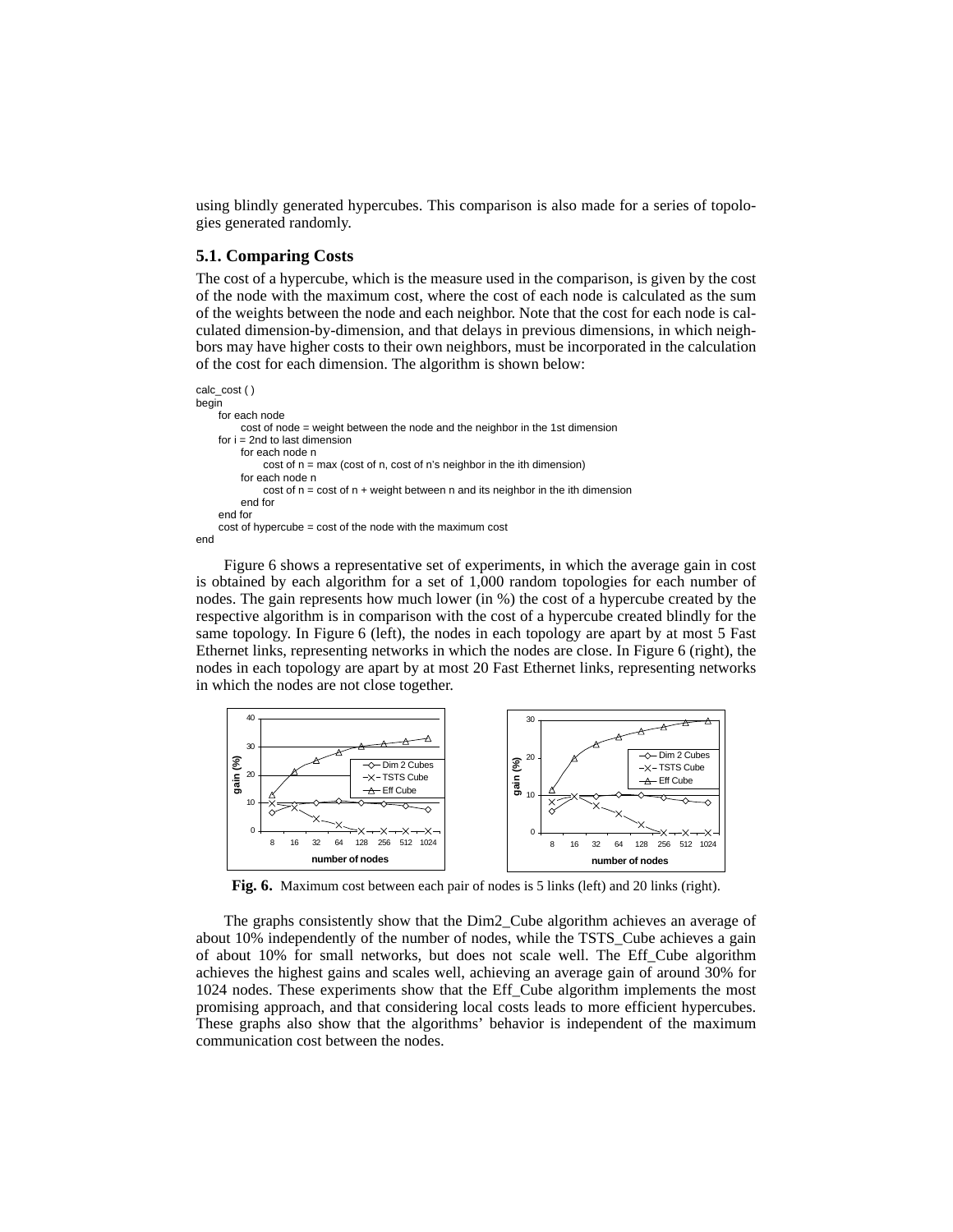using blindly generated hypercubes. This comparison is also made for a series of topologies generated randomly.

### 5.1. Comparing Costs

The cost of a hypercube, which is the measure used in the comparison, is given by the cost of the node with the maximum cost, where the cost of each node is calculated as the sum of the weights between the node and each neighbor. Note that the cost for each node is calculated dimension-by-dimension, and that delays in previous dimensions, in which neighbors may have higher costs to their own neighbors, must be incorporated in the calculation of the cost for each dimension. The algorithm is shown below:

```
calc_cost ( )
begin
    for each node
        cost of node = weight between the node and the neighbor in the 1st dimension
    for i = 2nd to last dimension
        for each node n
            cost of n = max (cost of n, cost of n's neighbor in the ith dimension)
        for each node n
            cost of n = cost of n + weight between n and its neighbor in the ith dimension
        end for
    end for
    cost of hypercube = cost of the node with the maximum cost
end
```

Figure 6 shows a representative set of experiments, in which the average gain in cost is obtained by each algorithm for a set of 1,000 random topologies for each number of nodes. The gain represents how much lower (in %) the cost of a hypercube created by the respective algorithm is in comparison with the cost of a hypercube created blindly for the same topology. In Figure 6 (left), the nodes in each topology are apart by at most 5 Fast Ethernet links, representing networks in which the nodes are close. In Figure 6 (right), the nodes in each topology are apart by at most 20 Fast Ethernet links, representing networks in which the nodes are not close together.

**Fig. 6.** Maximum cost between each pair of nodes is 5 links (left) and 20 links (right).

The graphs consistently show that the Dim2_Cube algorithm achieves an average of about 10% independently of the number of nodes, while the TSTS_Cube achieves a gain of about 10% for small networks, but does not scale well. The Eff_Cube algorithm achieves the highest gains and scales well, achieving an average gain of around 30% for 1024 nodes. These experiments show that the Eff_Cube algorithm implements the most promising approach, and that considering local costs leads to more efficient hypercubes. These graphs also show that the algorithms' behavior is independent of the maximum communication cost between the nodes.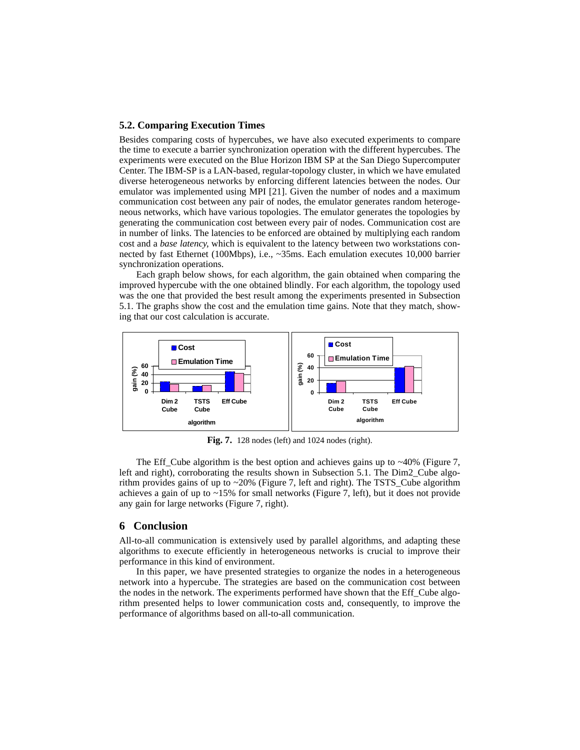### 5.2. Comparing Execution Times

Besides comparing costs of hypercubes, we have also executed experiments to compare the time to execute a barrier synchronization operation with the different hypercubes. The experiments were executed on the Blue Horizon IBM SP at the San Diego Supercomputer Center. The IBM-SP is a LAN-based, regular-topology cluster, in which we have emulated diverse heterogeneous networks by enforcing different latencies between the nodes. Our emulator was implemented using MPI [21]. Given the number of nodes and a maximum communication cost between any pair of nodes, the emulator generates random heterogeneous networks, which have various topologies. The emulator generates the topologies by generating the communication cost between every pair of nodes. Communication cost are in number of links. The latencies to be enforced are obtained by multiplying each random cost and a *base latency*, which is equivalent to the latency between two workstations connected by fast Ethernet (100Mbps), i.e., ~35ms. Each emulation executes 10,000 barrier synchronization operations.

Each graph below shows, for each algorithm, the gain obtained when comparing the improved hypercube with the one obtained blindly. For each algorithm, the topology used was the one that provided the best result among the experiments presented in Subsection 5.1. The graphs show the cost and the emulation time gains. Note that they match, showing that our cost calculation is accurate.

**Fig. 7.** 128 nodes (left) and 1024 nodes (right).

The Eff_Cube algorithm is the best option and achieves gains up to ~40% (Figure 7, left and right), corroborating the results shown in Subsection 5.1. The Dim2_Cube algorithm provides gains of up to ~20% (Figure 7, left and right). The TSTS_Cube algorithm achieves a gain of up to ~15% for small networks (Figure 7, left), but it does not provide any gain for large networks (Figure 7, right).

## 6 Conclusion

All-to-all communication is extensively used by parallel algorithms, and adapting these algorithms to execute efficiently in heterogeneous networks is crucial to improve their performance in this kind of environment.

In this paper, we have presented strategies to organize the nodes in a heterogeneous network into a hypercube. The strategies are based on the communication cost between the nodes in the network. The experiments performed have shown that the Eff_Cube algorithm presented helps to lower communication costs and, consequently, to improve the performance of algorithms based on all-to-all communication.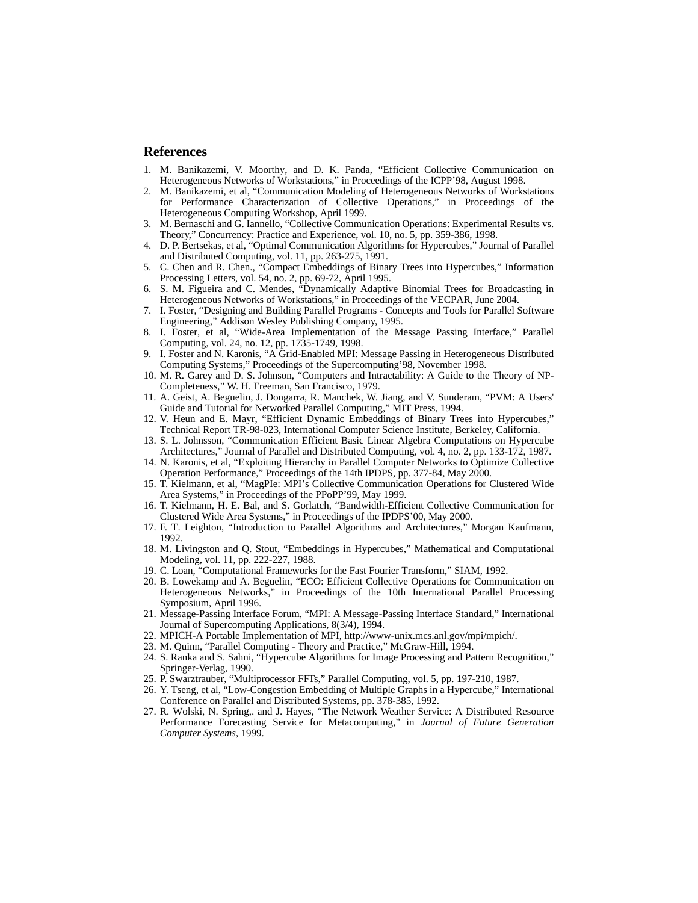## References

1. M. Banikazemi, V. Moorthy, and D. K. Panda, “Efficient Collective Communication on Heterogeneous Networks of Workstations,” in Proceedings of the ICPP’98, August 1998.
2. M. Banikazemi, et al, “Communication Modeling of Heterogeneous Networks of Workstations for Performance Characterization of Collective Operations,” in Proceedings of the Heterogeneous Computing Workshop, April 1999.
3. M. Bernaschi and G. Iannello, “Collective Communication Operations: Experimental Results vs. Theory,” Concurrency: Practice and Experience, vol. 10, no. 5, pp. 359-386, 1998.
4. D. P. Bertsekas, et al, “Optimal Communication Algorithms for Hypercubes,” Journal of Parallel and Distributed Computing, vol. 11, pp. 263-275, 1991.
5. C. Chen and R. Chen., “Compact Embeddings of Binary Trees into Hypercubes,” Information Processing Letters, vol. 54, no. 2, pp. 69-72, April 1995.
6. S. M. Figueira and C. Mendes, “Dynamically Adaptive Binomial Trees for Broadcasting in Heterogeneous Networks of Workstations,” in Proceedings of the VECPAR, June 2004.
7. I. Foster, “Designing and Building Parallel Programs - Concepts and Tools for Parallel Software Engineering,” Addison Wesley Publishing Company, 1995.
8. I. Foster, et al, “Wide-Area Implementation of the Message Passing Interface,” Parallel Computing, vol. 24, no. 12, pp. 1735-1749, 1998.
9. I. Foster and N. Karonis, “A Grid-Enabled MPI: Message Passing in Heterogeneous Distributed Computing Systems,” Proceedings of the Supercomputing’98, November 1998.
10. M. R. Garey and D. S. Johnson, “Computers and Intractability: A Guide to the Theory of NP-Completeness,” W. H. Freeman, San Francisco, 1979.
11. A. Geist, A. Beguelin, J. Dongarra, R. Manchek, W. Jiang, and V. Sunderam, “PVM: A Users' Guide and Tutorial for Networked Parallel Computing,” MIT Press, 1994.
12. V. Heun and E. Mayr, “Efficient Dynamic Embeddings of Binary Trees into Hypercubes,” Technical Report TR-98-023, International Computer Science Institute, Berkeley, California.
13. S. L. Johnsson, “Communication Efficient Basic Linear Algebra Computations on Hypercube Architectures,” Journal of Parallel and Distributed Computing, vol. 4, no. 2, pp. 133-172, 1987.
14. N. Karonis, et al, “Exploiting Hierarchy in Parallel Computer Networks to Optimize Collective Operation Performance,” Proceedings of the 14th IPDPS, pp. 377-84, May 2000.
15. T. Kielmann, et al, “MagPIe: MPI’s Collective Communication Operations for Clustered Wide Area Systems,” in Proceedings of the PPoPP’99, May 1999.
16. T. Kielmann, H. E. Bal, and S. Gorlatch, “Bandwidth-Efficient Collective Communication for Clustered Wide Area Systems,” in Proceedings of the IPDPS’00, May 2000.
17. F. T. Leighton, “Introduction to Parallel Algorithms and Architectures,” Morgan Kaufmann, 1992.
18. M. Livingston and Q. Stout, “Embeddings in Hypercubes,” Mathematical and Computational Modeling, vol. 11, pp. 222-227, 1988.
19. C. Loan, “Computational Frameworks for the Fast Fourier Transform,” SIAM, 1992.
20. B. Lowekamp and A. Beguelin, “ECO: Efficient Collective Operations for Communication on Heterogeneous Networks,” in Proceedings of the 10th International Parallel Processing Symposium, April 1996.
21. Message-Passing Interface Forum, “MPI: A Message-Passing Interface Standard,” International Journal of Supercomputing Applications, 8(3/4), 1994.
22. MPICH-A Portable Implementation of MPI, http://www-unix.mcs.anl.gov/mpi/mpich/.
23. M. Quinn, “Parallel Computing - Theory and Practice,” McGraw-Hill, 1994.
24. S. Ranka and S. Sahni, “Hypercube Algorithms for Image Processing and Pattern Recognition,” Springer-Verlag, 1990.
25. P. Swarztrauber, “Multiprocessor FFTs,” Parallel Computing, vol. 5, pp. 197-210, 1987.
26. Y. Tseng, et al, “Low-Congestion Embedding of Multiple Graphs in a Hypercube,” International Conference on Parallel and Distributed Systems, pp. 378-385, 1992.
27. R. Wolski, N. Spring,. and J. Hayes, “The Network Weather Service: A Distributed Resource Performance Forecasting Service for Metacomputing,” in *Journal of Future Generation Computer Systems*, 1999.